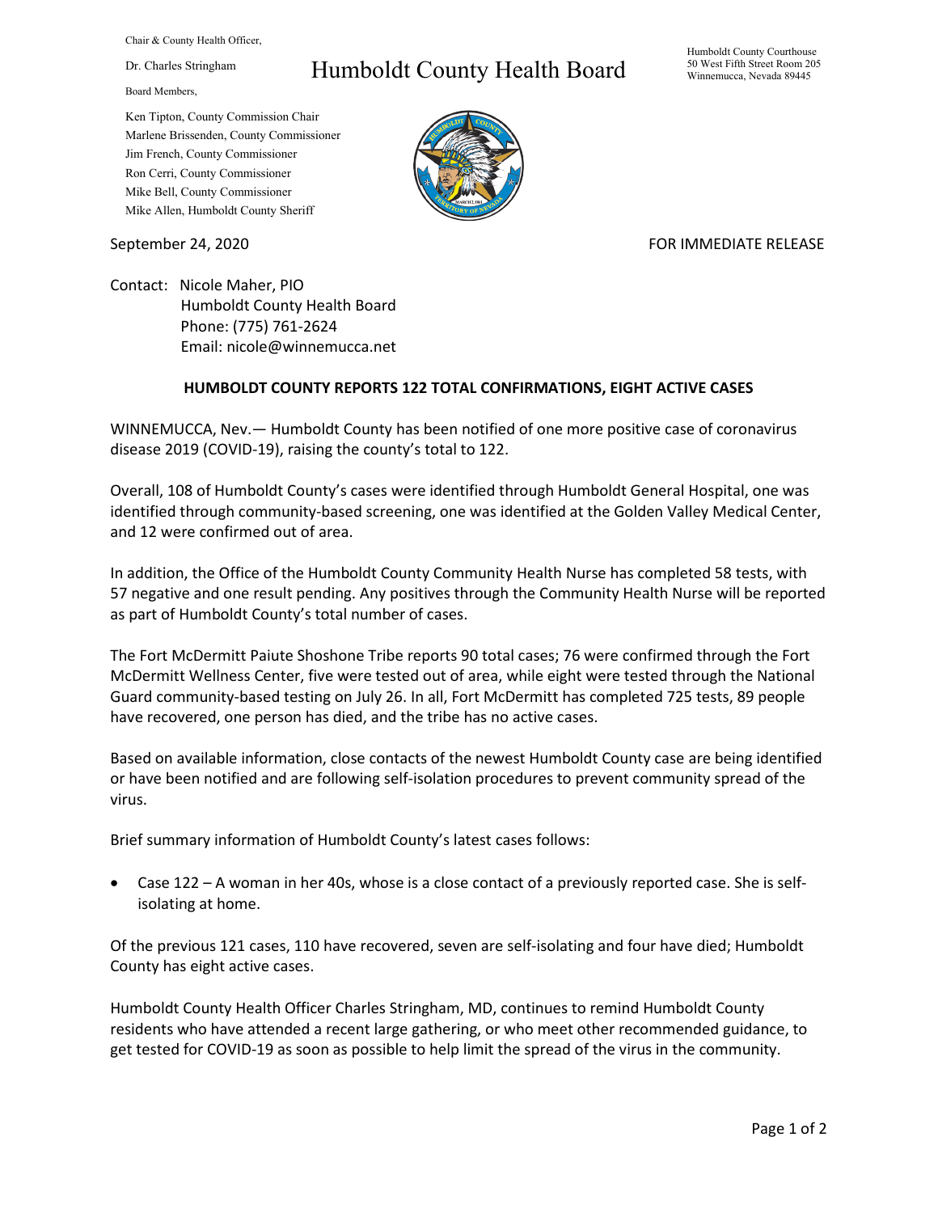Chair & County Health Officer,

Dr. Charles Stringham

Board Members,

Ken Tipton, County Commission Chair
Marlene Brissenden, County Commissioner
Jim French, County Commissioner
Ron Cerri, County Commissioner
Mike Bell, County Commissioner
Mike Allen, Humboldt County Sheriff

# Humboldt County Health Board

Humboldt County Courthouse
50 West Fifth Street Room 205
Winnemucca, Nevada 89445

September 24, 2020

FOR IMMEDIATE RELEASE

Contact: Nicole Maher, PIO
Humboldt County Health Board
Phone: (775) 761-2624
Email: nicole@winnemucca.net

## HUMBOLDT COUNTY REPORTS 122 TOTAL CONFIRMATIONS, EIGHT ACTIVE CASES

WINNEMUCCA, Nev.— Humboldt County has been notified of one more positive case of coronavirus disease 2019 (COVID-19), raising the county's total to 122.

Overall, 108 of Humboldt County's cases were identified through Humboldt General Hospital, one was identified through community-based screening, one was identified at the Golden Valley Medical Center, and 12 were confirmed out of area.

In addition, the Office of the Humboldt County Community Health Nurse has completed 58 tests, with 57 negative and one result pending. Any positives through the Community Health Nurse will be reported as part of Humboldt County's total number of cases.

The Fort McDermitt Paiute Shoshone Tribe reports 90 total cases; 76 were confirmed through the Fort McDermitt Wellness Center, five were tested out of area, while eight were tested through the National Guard community-based testing on July 26. In all, Fort McDermitt has completed 725 tests, 89 people have recovered, one person has died, and the tribe has no active cases.

Based on available information, close contacts of the newest Humboldt County case are being identified or have been notified and are following self-isolation procedures to prevent community spread of the virus.

Brief summary information of Humboldt County's latest cases follows:

- Case 122 – A woman in her 40s, whose is a close contact of a previously reported case. She is self-isolating at home.

Of the previous 121 cases, 110 have recovered, seven are self-isolating and four have died; Humboldt County has eight active cases.

Humboldt County Health Officer Charles Stringham, MD, continues to remind Humboldt County residents who have attended a recent large gathering, or who meet other recommended guidance, to get tested for COVID-19 as soon as possible to help limit the spread of the virus in the community.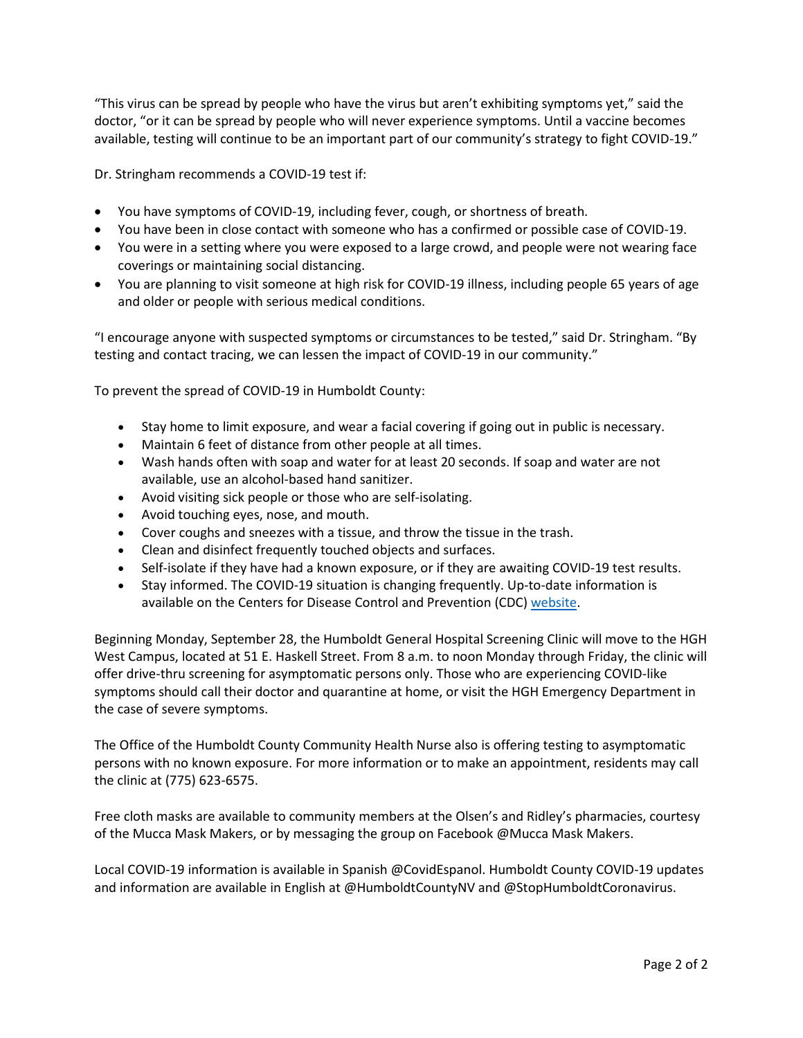"This virus can be spread by people who have the virus but aren't exhibiting symptoms yet," said the doctor, "or it can be spread by people who will never experience symptoms. Until a vaccine becomes available, testing will continue to be an important part of our community's strategy to fight COVID-19."

Dr. Stringham recommends a COVID-19 test if:

- You have symptoms of COVID-19, including fever, cough, or shortness of breath.
- You have been in close contact with someone who has a confirmed or possible case of COVID-19.
- You were in a setting where you were exposed to a large crowd, and people were not wearing face coverings or maintaining social distancing.
- You are planning to visit someone at high risk for COVID-19 illness, including people 65 years of age and older or people with serious medical conditions.

"I encourage anyone with suspected symptoms or circumstances to be tested," said Dr. Stringham. "By testing and contact tracing, we can lessen the impact of COVID-19 in our community."

To prevent the spread of COVID-19 in Humboldt County:

- Stay home to limit exposure, and wear a facial covering if going out in public is necessary.
- Maintain 6 feet of distance from other people at all times.
- Wash hands often with soap and water for at least 20 seconds. If soap and water are not available, use an alcohol-based hand sanitizer.
- Avoid visiting sick people or those who are self-isolating.
- Avoid touching eyes, nose, and mouth.
- Cover coughs and sneezes with a tissue, and throw the tissue in the trash.
- Clean and disinfect frequently touched objects and surfaces.
- Self-isolate if they have had a known exposure, or if they are awaiting COVID-19 test results.
- Stay informed. The COVID-19 situation is changing frequently. Up-to-date information is available on the Centers for Disease Control and Prevention (CDC) website.

Beginning Monday, September 28, the Humboldt General Hospital Screening Clinic will move to the HGH West Campus, located at 51 E. Haskell Street. From 8 a.m. to noon Monday through Friday, the clinic will offer drive-thru screening for asymptomatic persons only. Those who are experiencing COVID-like symptoms should call their doctor and quarantine at home, or visit the HGH Emergency Department in the case of severe symptoms.

The Office of the Humboldt County Community Health Nurse also is offering testing to asymptomatic persons with no known exposure. For more information or to make an appointment, residents may call the clinic at (775) 623-6575.

Free cloth masks are available to community members at the Olsen's and Ridley's pharmacies, courtesy of the Mucca Mask Makers, or by messaging the group on Facebook @Mucca Mask Makers.

Local COVID-19 information is available in Spanish @CovidEspanol. Humboldt County COVID-19 updates and information are available in English at @HumboldtCountyNV and @StopHumboldtCoronavirus.